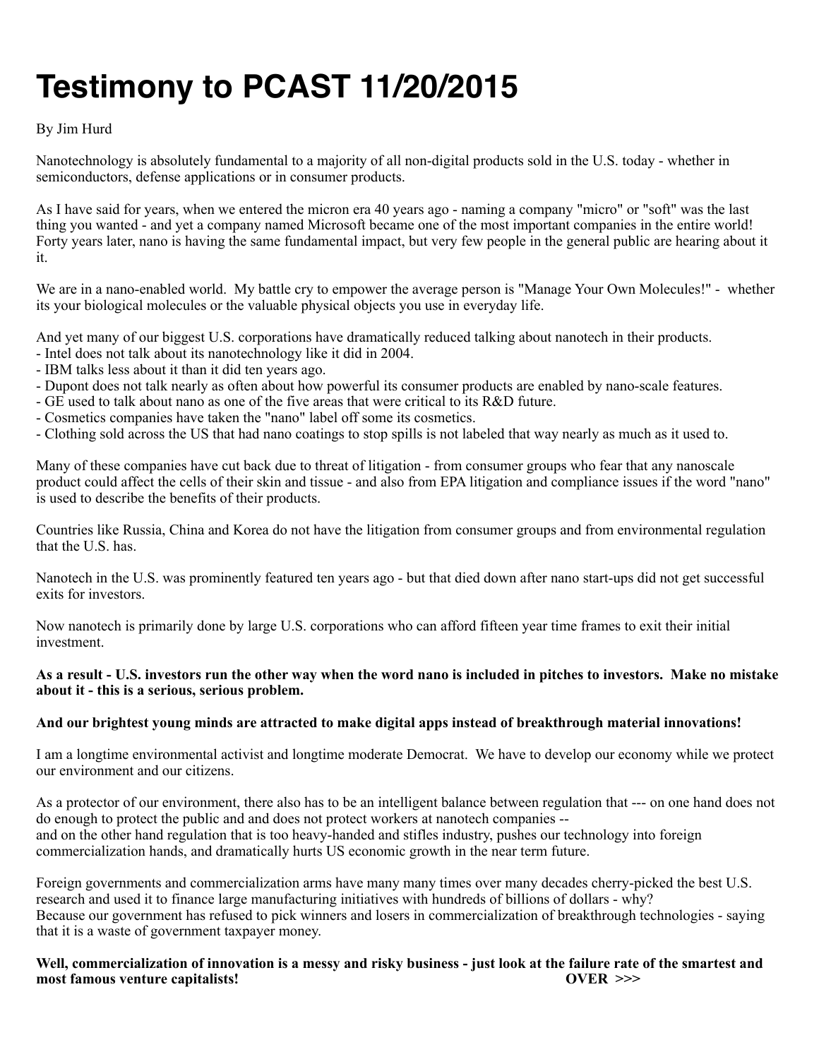# Testimony to PCAST 11/20/2015

By Jim Hurd

Nanotechnology is absolutely fundamental to a majority of all non-digital products sold in the U.S. today - whether in semiconductors, defense applications or in consumer products.

As I have said for years, when we entered the micron era 40 years ago - naming a company "micro" or "soft" was the last thing you wanted - and yet a company named Microsoft became one of the most important companies in the entire world! Forty years later, nano is having the same fundamental impact, but very few people in the general public are hearing about it it.

We are in a nano-enabled world. My battle cry to empower the average person is "Manage Your Own Molecules!" - whether its your biological molecules or the valuable physical objects you use in everyday life.

And yet many of our biggest U.S. corporations have dramatically reduced talking about nanotech in their products.
- Intel does not talk about its nanotechnology like it did in 2004.
- IBM talks less about it than it did ten years ago.
- Dupont does not talk nearly as often about how powerful its consumer products are enabled by nano-scale features.
- GE used to talk about nano as one of the five areas that were critical to its R&D future.
- Cosmetics companies have taken the "nano" label off some its cosmetics.
- Clothing sold across the US that had nano coatings to stop spills is not labeled that way nearly as much as it used to.

Many of these companies have cut back due to threat of litigation - from consumer groups who fear that any nanoscale product could affect the cells of their skin and tissue - and also from EPA litigation and compliance issues if the word "nano" is used to describe the benefits of their products.

Countries like Russia, China and Korea do not have the litigation from consumer groups and from environmental regulation that the U.S. has.

Nanotech in the U.S. was prominently featured ten years ago - but that died down after nano start-ups did not get successful exits for investors.

Now nanotech is primarily done by large U.S. corporations who can afford fifteen year time frames to exit their initial investment.

**As a result - U.S. investors run the other way when the word nano is included in pitches to investors. Make no mistake about it - this is a serious, serious problem.**

**And our brightest young minds are attracted to make digital apps instead of breakthrough material innovations!**

I am a longtime environmental activist and longtime moderate Democrat. We have to develop our economy while we protect our environment and our citizens.

As a protector of our environment, there also has to be an intelligent balance between regulation that --- on one hand does not do enough to protect the public and and does not protect workers at nanotech companies --
and on the other hand regulation that is too heavy-handed and stifles industry, pushes our technology into foreign commercialization hands, and dramatically hurts US economic growth in the near term future.

Foreign governments and commercialization arms have many many times over many decades cherry-picked the best U.S. research and used it to finance large manufacturing initiatives with hundreds of billions of dollars - why?
Because our government has refused to pick winners and losers in commercialization of breakthrough technologies - saying that it is a waste of government taxpayer money.

**Well, commercialization of innovation is a messy and risky business - just look at the failure rate of the smartest and most famous venture capitalists!** **OVER >>>**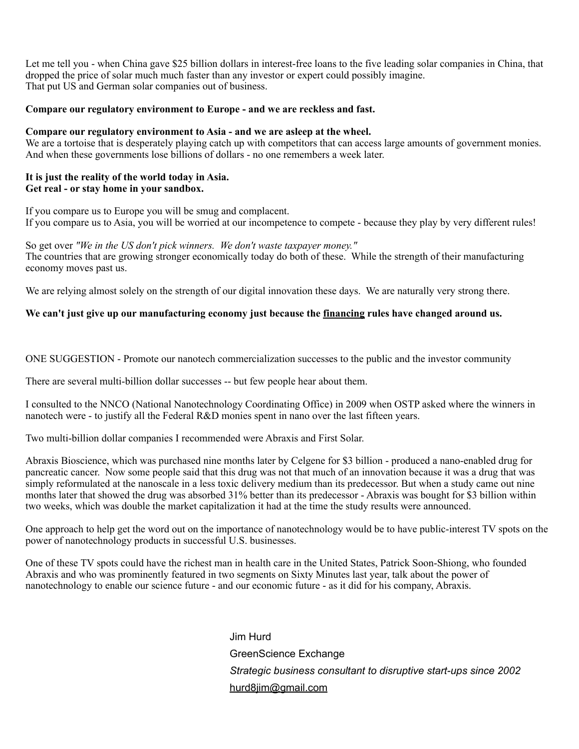Let me tell you - when China gave $25 billion dollars in interest-free loans to the five leading solar companies in China, that dropped the price of solar much much faster than any investor or expert could possibly imagine.
That put US and German solar companies out of business.

**Compare our regulatory environment to Europe - and we are reckless and fast.**

**Compare our regulatory environment to Asia - and we are asleep at the wheel.**
We are a tortoise that is desperately playing catch up with competitors that can access large amounts of government monies.
And when these governments lose billions of dollars - no one remembers a week later.

**It is just the reality of the world today in Asia.**
**Get real - or stay home in your sandbox.**

If you compare us to Europe you will be smug and complacent.
If you compare us to Asia, you will be worried at our incompetence to compete - because they play by very different rules!

So get over *"We in the US don't pick winners. We don't waste taxpayer money."*
The countries that are growing stronger economically today do both of these. While the strength of their manufacturing economy moves past us.

We are relying almost solely on the strength of our digital innovation these days. We are naturally very strong there.

**We can't just give up our manufacturing economy just because the <u>financing</u> rules have changed around us.**

ONE SUGGESTION - Promote our nanotech commercialization successes to the public and the investor community

There are several multi-billion dollar successes -- but few people hear about them.

I consulted to the NNCO (National Nanotechnology Coordinating Office) in 2009 when OSTP asked where the winners in nanotech were - to justify all the Federal R&D monies spent in nano over the last fifteen years.

Two multi-billion dollar companies I recommended were Abraxis and First Solar.

Abraxis Bioscience, which was purchased nine months later by Celgene for $3 billion - produced a nano-enabled drug for pancreatic cancer. Now some people said that this drug was not that much of an innovation because it was a drug that was simply reformulated at the nanoscale in a less toxic delivery medium than its predecessor. But when a study came out nine months later that showed the drug was absorbed 31% better than its predecessor - Abraxis was bought for $3 billion within two weeks, which was double the market capitalization it had at the time the study results were announced.

One approach to help get the word out on the importance of nanotechnology would be to have public-interest TV spots on the power of nanotechnology products in successful U.S. businesses.

One of these TV spots could have the richest man in health care in the United States, Patrick Soon-Shiong, who founded Abraxis and who was prominently featured in two segments on Sixty Minutes last year, talk about the power of nanotechnology to enable our science future - and our economic future - as it did for his company, Abraxis.

Jim Hurd
GreenScience Exchange
*Strategic business consultant to disruptive start-ups since 2002*
hurd8jim@gmail.com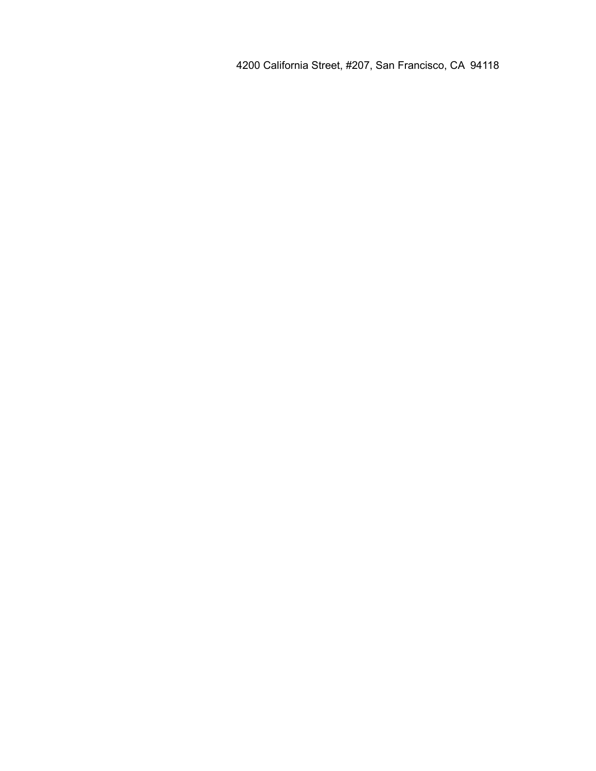4200 California Street, #207, San Francisco, CA  94118